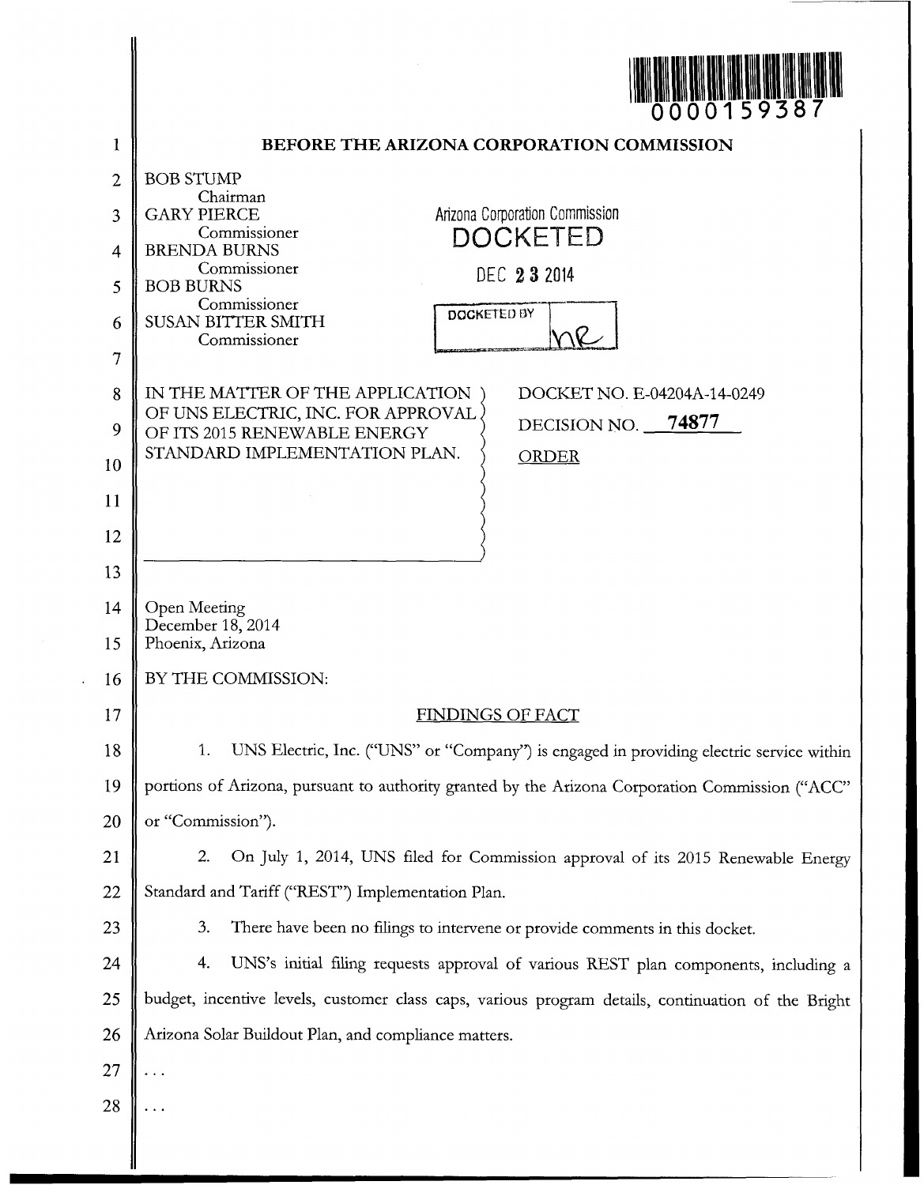0000159387

# BEFORE THE ARIZONA CORPORATION COMMISSION

BOB STUMP
Chairman
GARY PIERCE
Commissioner
BRENDA BURNS
Commissioner
BOB BURNS
Commissioner
SUSAN BITTER SMITH
Commissioner

Arizona Corporation Commission
DOCKETED
DEC 23 2014
DOCKETED BY

IN THE MATTER OF THE APPLICATION OF UNS ELECTRIC, INC. FOR APPROVAL OF ITS 2015 RENEWABLE ENERGY STANDARD IMPLEMENTATION PLAN.

DOCKET NO. E-04204A-14-0249

DECISION NO. 74877

ORDER

Open Meeting
December 18, 2014
Phoenix, Arizona

BY THE COMMISSION:

## FINDINGS OF FACT

1. UNS Electric, Inc. ("UNS" or "Company") is engaged in providing electric service within portions of Arizona, pursuant to authority granted by the Arizona Corporation Commission ("ACC" or "Commission").

2. On July 1, 2014, UNS filed for Commission approval of its 2015 Renewable Energy Standard and Tariff ("REST") Implementation Plan.

3. There have been no filings to intervene or provide comments in this docket.

4. UNS's initial filing requests approval of various REST plan components, including a budget, incentive levels, customer class caps, various program details, continuation of the Bright Arizona Solar Buildout Plan, and compliance matters.

...

...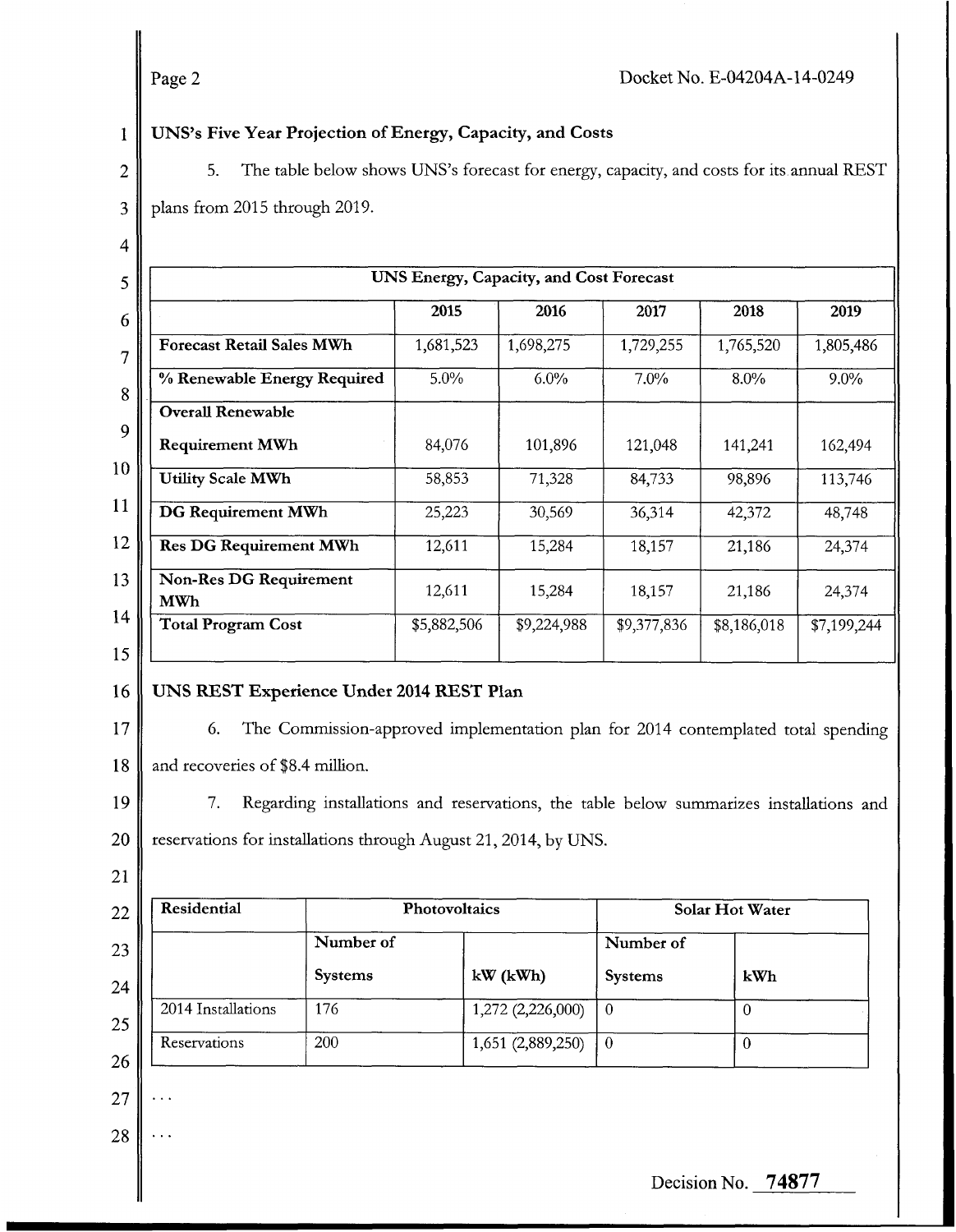### UNS's Five Year Projection of Energy, Capacity, and Costs

5. The table below shows UNS's forecast for energy, capacity, and costs for its annual REST plans from 2015 through 2019.

| UNS Energy, Capacity, and Cost Forecast | | | | | |
|---|---|---|---|---|---|
| | **2015** | **2016** | **2017** | **2018** | **2019** |
| **Forecast Retail Sales MWh** | 1,681,523 | 1,698,275 | 1,729,255 | 1,765,520 | 1,805,486 |
| **% Renewable Energy Required** | 5.0% | 6.0% | 7.0% | 8.0% | 9.0% |
| **Overall Renewable Requirement MWh** | 84,076 | 101,896 | 121,048 | 141,241 | 162,494 |
| **Utility Scale MWh** | 58,853 | 71,328 | 84,733 | 98,896 | 113,746 |
| **DG Requirement MWh** | 25,223 | 30,569 | 36,314 | 42,372 | 48,748 |
| **Res DG Requirement MWh** | 12,611 | 15,284 | 18,157 | 21,186 | 24,374 |
| **Non-Res DG Requirement MWh** | 12,611 | 15,284 | 18,157 | 21,186 | 24,374 |
| **Total Program Cost** | $5,882,506 | $9,224,988 | $9,377,836 | $8,186,018 | $7,199,244 |

### UNS REST Experience Under 2014 REST Plan

6. The Commission-approved implementation plan for 2014 contemplated total spending and recoveries of $8.4 million.

7. Regarding installations and reservations, the table below summarizes installations and reservations for installations through August 21, 2014, by UNS.

| **Residential** | **Photovoltaics** | | **Solar Hot Water** | |
|---|---|---|---|---|
| | **Number of Systems** | **kW (kWh)** | **Number of Systems** | **kWh** |
| 2014 Installations | 176 | 1,272 (2,226,000) | 0 | 0 |
| Reservations | 200 | 1,651 (2,889,250) | 0 | 0 |

. . .

. . .

Decision No. **74877**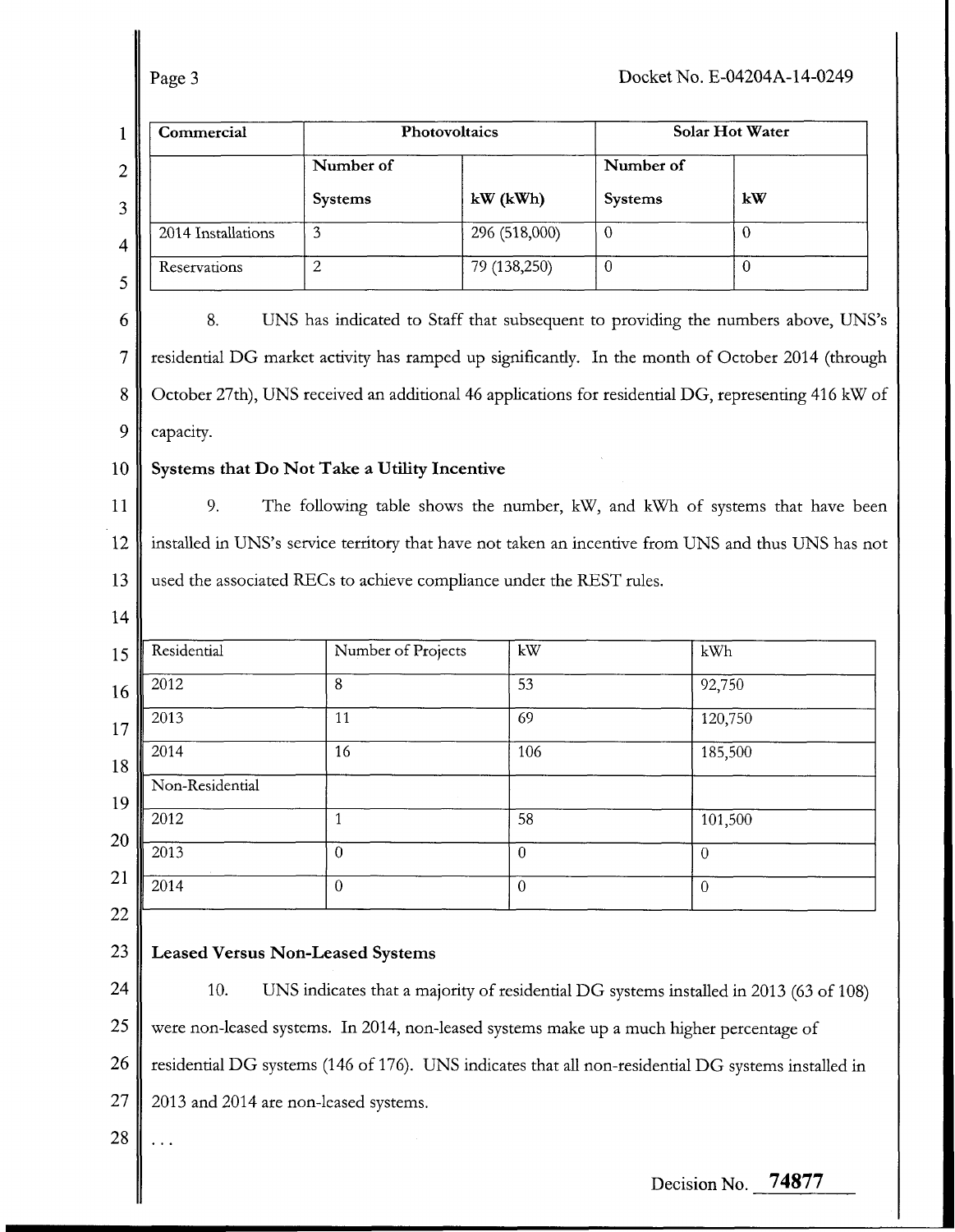| Commercial | Photovoltaics | | Solar Hot Water | |
|---|---|---|---|---|
| | Number of Systems | kW (kWh) | Number of Systems | kW |
| 2014 Installations | 3 | 296 (518,000) | 0 | 0 |
| Reservations | 2 | 79 (138,250) | 0 | 0 |

8. UNS has indicated to Staff that subsequent to providing the numbers above, UNS's residential DG market activity has ramped up significantly. In the month of October 2014 (through October 27th), UNS received an additional 46 applications for residential DG, representing 416 kW of capacity.

**Systems that Do Not Take a Utility Incentive**

9. The following table shows the number, kW, and kWh of systems that have been installed in UNS's service territory that have not taken an incentive from UNS and thus UNS has not used the associated RECs to achieve compliance under the REST rules.

| Residential | Number of Projects | kW | kWh |
|---|---|---|---|
| 2012 | 8 | 53 | 92,750 |
| 2013 | 11 | 69 | 120,750 |
| 2014 | 16 | 106 | 185,500 |
| Non-Residential | | | |
| 2012 | 1 | 58 | 101,500 |
| 2013 | 0 | 0 | 0 |
| 2014 | 0 | 0 | 0 |

**Leased Versus Non-Leased Systems**

10. UNS indicates that a majority of residential DG systems installed in 2013 (63 of 108) were non-leased systems. In 2014, non-leased systems make up a much higher percentage of residential DG systems (146 of 176). UNS indicates that all non-residential DG systems installed in 2013 and 2014 are non-leased systems.

...

Decision No. **74877**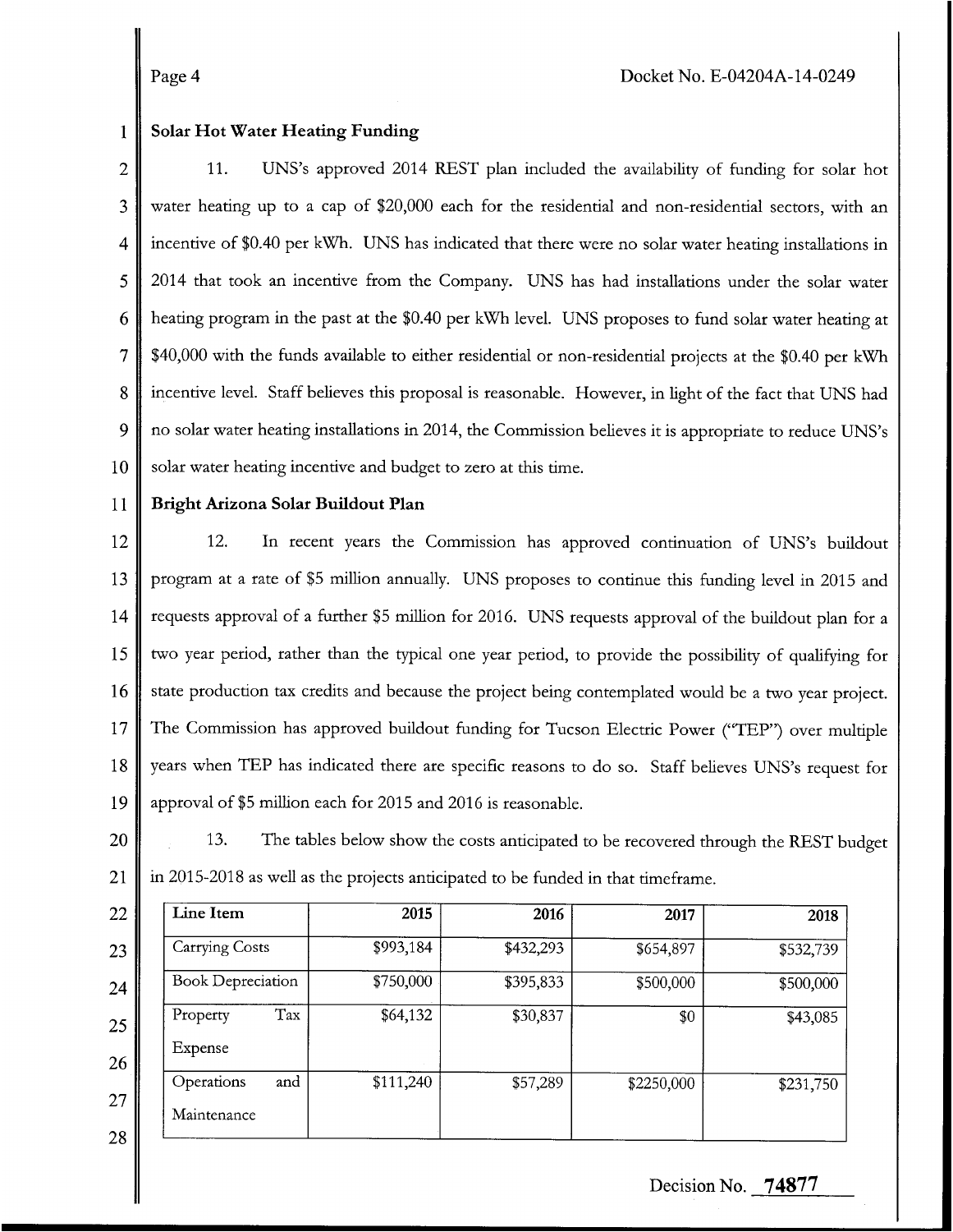**Solar Hot Water Heating Funding**

11. UNS's approved 2014 REST plan included the availability of funding for solar hot water heating up to a cap of $20,000 each for the residential and non-residential sectors, with an incentive of $0.40 per kWh. UNS has indicated that there were no solar water heating installations in 2014 that took an incentive from the Company. UNS has had installations under the solar water heating program in the past at the $0.40 per kWh level. UNS proposes to fund solar water heating at $40,000 with the funds available to either residential or non-residential projects at the $0.40 per kWh incentive level. Staff believes this proposal is reasonable. However, in light of the fact that UNS had no solar water heating installations in 2014, the Commission believes it is appropriate to reduce UNS's solar water heating incentive and budget to zero at this time.

**Bright Arizona Solar Buildout Plan**

12. In recent years the Commission has approved continuation of UNS's buildout program at a rate of $5 million annually. UNS proposes to continue this funding level in 2015 and requests approval of a further $5 million for 2016. UNS requests approval of the buildout plan for a two year period, rather than the typical one year period, to provide the possibility of qualifying for state production tax credits and because the project being contemplated would be a two year project. The Commission has approved buildout funding for Tucson Electric Power ("TEP") over multiple years when TEP has indicated there are specific reasons to do so. Staff believes UNS's request for approval of $5 million each for 2015 and 2016 is reasonable.

13. The tables below show the costs anticipated to be recovered through the REST budget in 2015-2018 as well as the projects anticipated to be funded in that timeframe.

| Line Item | 2015 | 2016 | 2017 | 2018 |
|---|---|---|---|---|
| Carrying Costs | $993,184 | $432,293 | $654,897 | $532,739 |
| Book Depreciation | $750,000 | $395,833 | $500,000 | $500,000 |
| Property Tax Expense | $64,132 | $30,837 | $0 | $43,085 |
| Operations and Maintenance | $111,240 | $57,289 | $2250,000 | $231,750 |

Decision No. 74877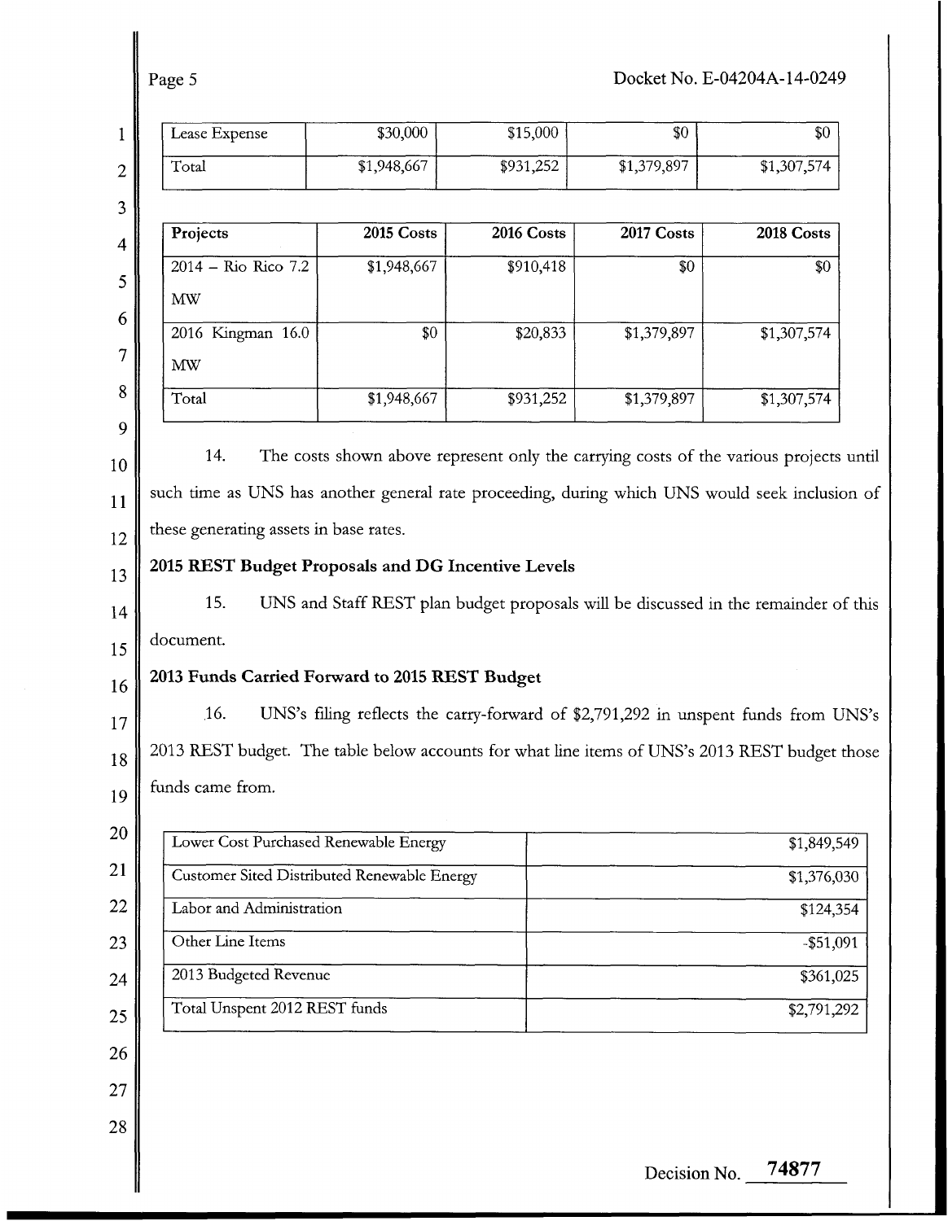| Lease Expense | $30,000 | $15,000 | $0 | $0 |
|---|---|---|---|---|
| Total | $1,948,667 | $931,252 | $1,379,897 | $1,307,574 |

| Projects | 2015 Costs | 2016 Costs | 2017 Costs | 2018 Costs |
|---|---|---|---|---|
| 2014 – Rio Rico 7.2 MW | $1,948,667 | $910,418 | $0 | $0 |
| 2016 Kingman 16.0 MW | $0 | $20,833 | $1,379,897 | $1,307,574 |
| Total | $1,948,667 | $931,252 | $1,379,897 | $1,307,574 |

14. The costs shown above represent only the carrying costs of the various projects until such time as UNS has another general rate proceeding, during which UNS would seek inclusion of these generating assets in base rates.

**2015 REST Budget Proposals and DG Incentive Levels**

15. UNS and Staff REST plan budget proposals will be discussed in the remainder of this document.

**2013 Funds Carried Forward to 2015 REST Budget**

16. UNS's filing reflects the carry-forward of $2,791,292 in unspent funds from UNS's 2013 REST budget. The table below accounts for what line items of UNS's 2013 REST budget those funds came from.

| | |
|---|---|
| Lower Cost Purchased Renewable Energy | $1,849,549 |
| Customer Sited Distributed Renewable Energy | $1,376,030 |
| Labor and Administration | $124,354 |
| Other Line Items | -$51,091 |
| 2013 Budgeted Revenue | $361,025 |
| Total Unspent 2012 REST funds | $2,791,292 |

Decision No. 74877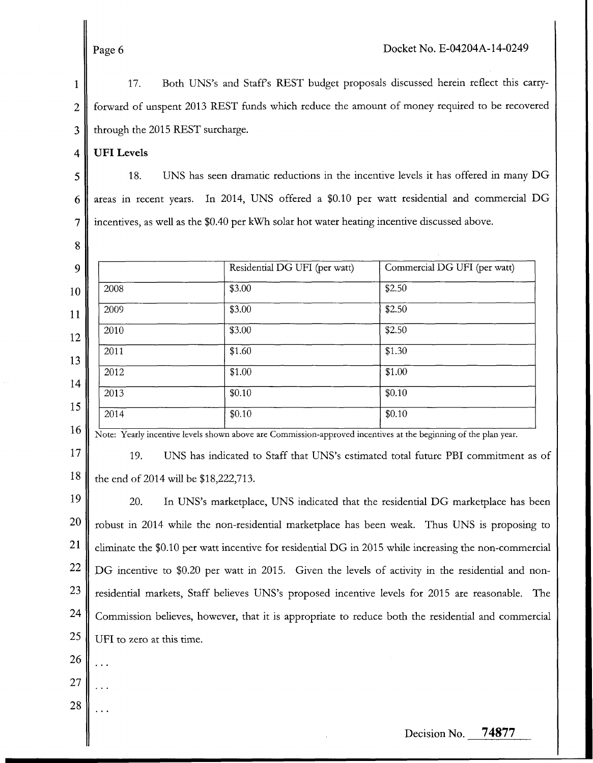17. Both UNS's and Staff's REST budget proposals discussed herein reflect this carry-forward of unspent 2013 REST funds which reduce the amount of money required to be recovered through the 2015 REST surcharge.

**UFI Levels**

18. UNS has seen dramatic reductions in the incentive levels it has offered in many DG areas in recent years. In 2014, UNS offered a $0.10 per watt residential and commercial DG incentives, as well as the $0.40 per kWh solar hot water heating incentive discussed above.

| | Residential DG UFI (per watt) | Commercial DG UFI (per watt) |
|---|---|---|
| 2008 | $3.00 | $2.50 |
| 2009 | $3.00 | $2.50 |
| 2010 | $3.00 | $2.50 |
| 2011 | $1.60 | $1.30 |
| 2012 | $1.00 | $1.00 |
| 2013 | $0.10 | $0.10 |
| 2014 | $0.10 | $0.10 |

Note: Yearly incentive levels shown above are Commission-approved incentives at the beginning of the plan year.

19. UNS has indicated to Staff that UNS's estimated total future PBI commitment as of the end of 2014 will be $18,222,713.

20. In UNS's marketplace, UNS indicated that the residential DG marketplace has been robust in 2014 while the non-residential marketplace has been weak. Thus UNS is proposing to eliminate the $0.10 per watt incentive for residential DG in 2015 while increasing the non-commercial DG incentive to $0.20 per watt in 2015. Given the levels of activity in the residential and non-residential markets, Staff believes UNS's proposed incentive levels for 2015 are reasonable. The Commission believes, however, that it is appropriate to reduce both the residential and commercial UFI to zero at this time.

...

...

...

Decision No. 74877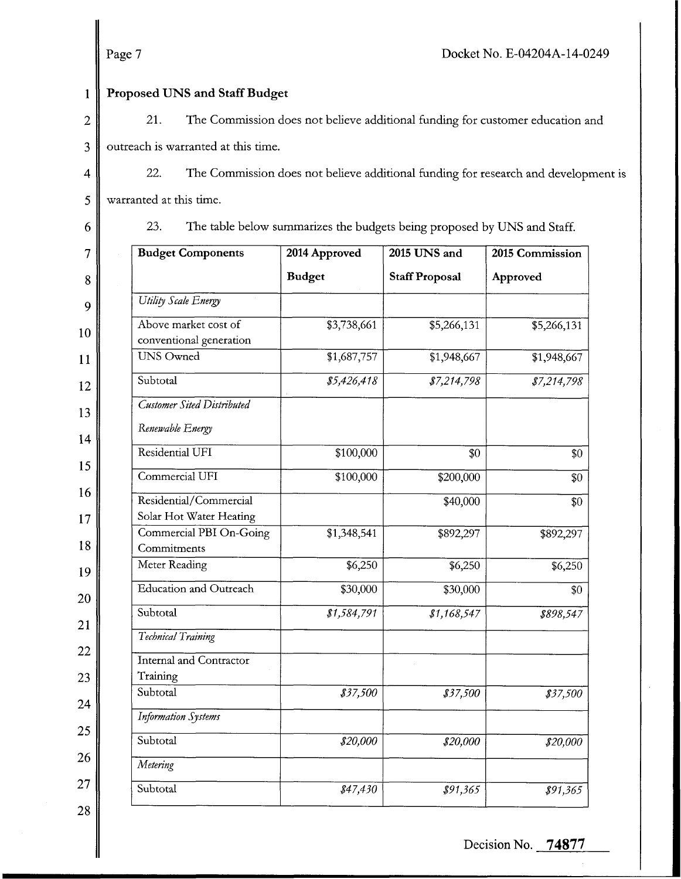**Proposed UNS and Staff Budget**

21. The Commission does not believe additional funding for customer education and outreach is warranted at this time.

22. The Commission does not believe additional funding for research and development is warranted at this time.

23. The table below summarizes the budgets being proposed by UNS and Staff.

| **Budget Components** | **2014 Approved Budget** | **2015 UNS and Staff Proposal** | **2015 Commission Approved** |
|---|---|---|---|
| *Utility Scale Energy* | | | |
| Above market cost of conventional generation | $3,738,661 | $5,266,131 | $5,266,131 |
| UNS Owned | $1,687,757 | $1,948,667 | $1,948,667 |
| Subtotal | *$5,426,418* | *$7,214,798* | *$7,214,798* |
| *Customer Sited Distributed Renewable Energy* | | | |
| Residential UFI | $100,000 | $0 | $0 |
| Commercial UFI | $100,000 | $200,000 | $0 |
| Residential/Commercial Solar Hot Water Heating | | $40,000 | $0 |
| Commercial PBI On-Going Commitments | $1,348,541 | $892,297 | $892,297 |
| Meter Reading | $6,250 | $6,250 | $6,250 |
| Education and Outreach | $30,000 | $30,000 | $0 |
| Subtotal | *$1,584,791* | *$1,168,547* | *$898,547* |
| *Technical Training* | | | |
| Internal and Contractor Training | | | |
| Subtotal | *$37,500* | *$37,500* | *$37,500* |
| *Information Systems* | | | |
| Subtotal | *$20,000* | *$20,000* | *$20,000* |
| *Metering* | | | |
| Subtotal | *$47,430* | *$91,365* | *$91,365* |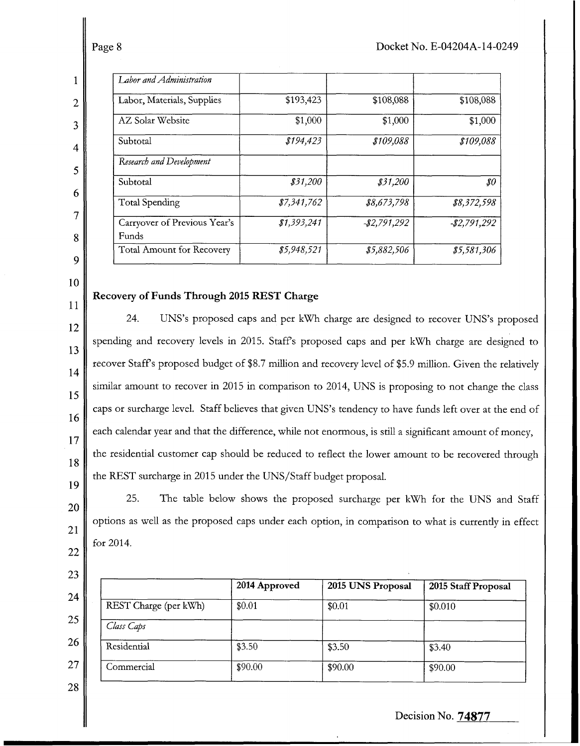| | | | |
|---|---|---|---|
| *Labor and Administration* | | | |
| Labor, Materials, Supplies | $193,423 | $108,088 | $108,088 |
| AZ Solar Website | $1,000 | $1,000 | $1,000 |
| Subtotal | *$194,423* | *$109,088* | *$109,088* |
| *Research and Development* | | | |
| Subtotal | *$31,200* | *$31,200* | *$0* |
| Total Spending | *$7,341,762* | *$8,673,798* | *$8,372,598* |
| Carryover of Previous Year's Funds | *$1,393,241* | *-$2,791,292* | *-$2,791,292* |
| Total Amount for Recovery | *$5,948,521* | *$5,882,506* | *$5,581,306* |

**Recovery of Funds Through 2015 REST Charge**

24. UNS's proposed caps and per kWh charge are designed to recover UNS's proposed spending and recovery levels in 2015. Staff's proposed caps and per kWh charge are designed to recover Staff's proposed budget of $8.7 million and recovery level of $5.9 million. Given the relatively similar amount to recover in 2015 in comparison to 2014, UNS is proposing to not change the class caps or surcharge level. Staff believes that given UNS's tendency to have funds left over at the end of each calendar year and that the difference, while not enormous, is still a significant amount of money, the residential customer cap should be reduced to reflect the lower amount to be recovered through the REST surcharge in 2015 under the UNS/Staff budget proposal.

25. The table below shows the proposed surcharge per kWh for the UNS and Staff options as well as the proposed caps under each option, in comparison to what is currently in effect for 2014.

| | 2014 Approved | 2015 UNS Proposal | 2015 Staff Proposal |
|---|---|---|---|
| REST Charge (per kWh) | $0.01 | $0.01 | $0.010 |
| *Class Caps* | | | |
| Residential | $3.50 | $3.50 | $3.40 |
| Commercial | $90.00 | $90.00 | $90.00 |

Decision No. **74877**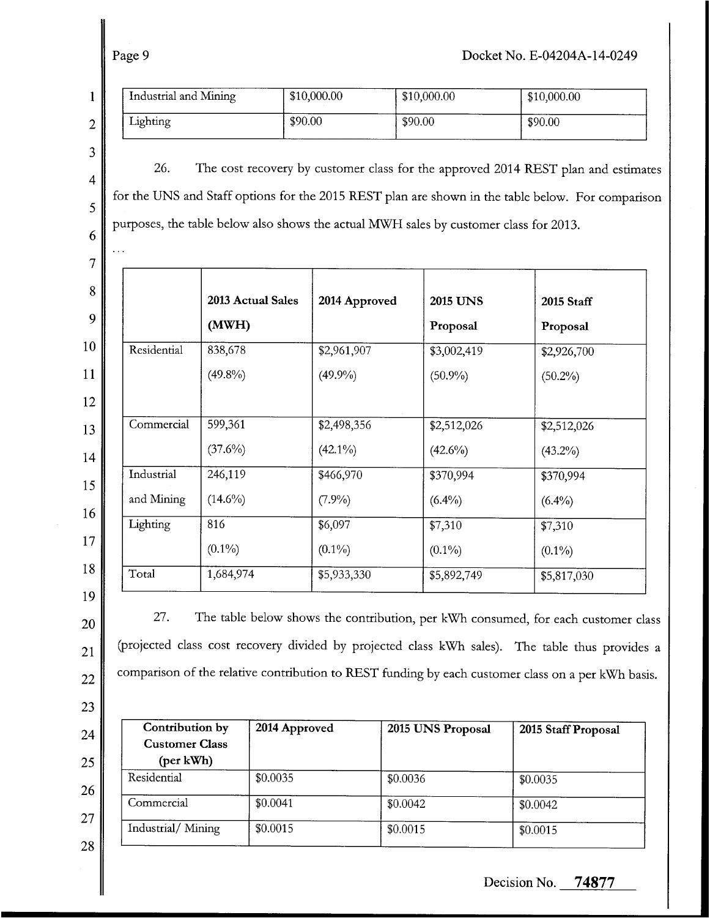| Industrial and Mining | $10,000.00 | $10,000.00 | $10,000.00 |
|---|---|---|---|
| Lighting | $90.00 | $90.00 | $90.00 |

26. The cost recovery by customer class for the approved 2014 REST plan and estimates for the UNS and Staff options for the 2015 REST plan are shown in the table below. For comparison purposes, the table below also shows the actual MWH sales by customer class for 2013.

. . .

| | 2013 Actual Sales (MWH) | 2014 Approved | 2015 UNS Proposal | 2015 Staff Proposal |
|---|---|---|---|---|
| Residential | 838,678 (49.8%) | $2,961,907 (49.9%) | $3,002,419 (50.9%) | $2,926,700 (50.2%) |
| Commercial | 599,361 (37.6%) | $2,498,356 (42.1%) | $2,512,026 (42.6%) | $2,512,026 (43.2%) |
| Industrial and Mining | 246,119 (14.6%) | $466,970 (7.9%) | $370,994 (6.4%) | $370,994 (6.4%) |
| Lighting | 816 (0.1%) | $6,097 (0.1%) | $7,310 (0.1%) | $7,310 (0.1%) |
| Total | 1,684,974 | $5,933,330 | $5,892,749 | $5,817,030 |

27. The table below shows the contribution, per kWh consumed, for each customer class (projected class cost recovery divided by projected class kWh sales). The table thus provides a comparison of the relative contribution to REST funding by each customer class on a per kWh basis.

| Contribution by Customer Class (per kWh) | 2014 Approved | 2015 UNS Proposal | 2015 Staff Proposal |
|---|---|---|---|
| Residential | $0.0035 | $0.0036 | $0.0035 |
| Commercial | $0.0041 | $0.0042 | $0.0042 |
| Industrial/ Mining | $0.0015 | $0.0015 | $0.0015 |

Decision No. 74877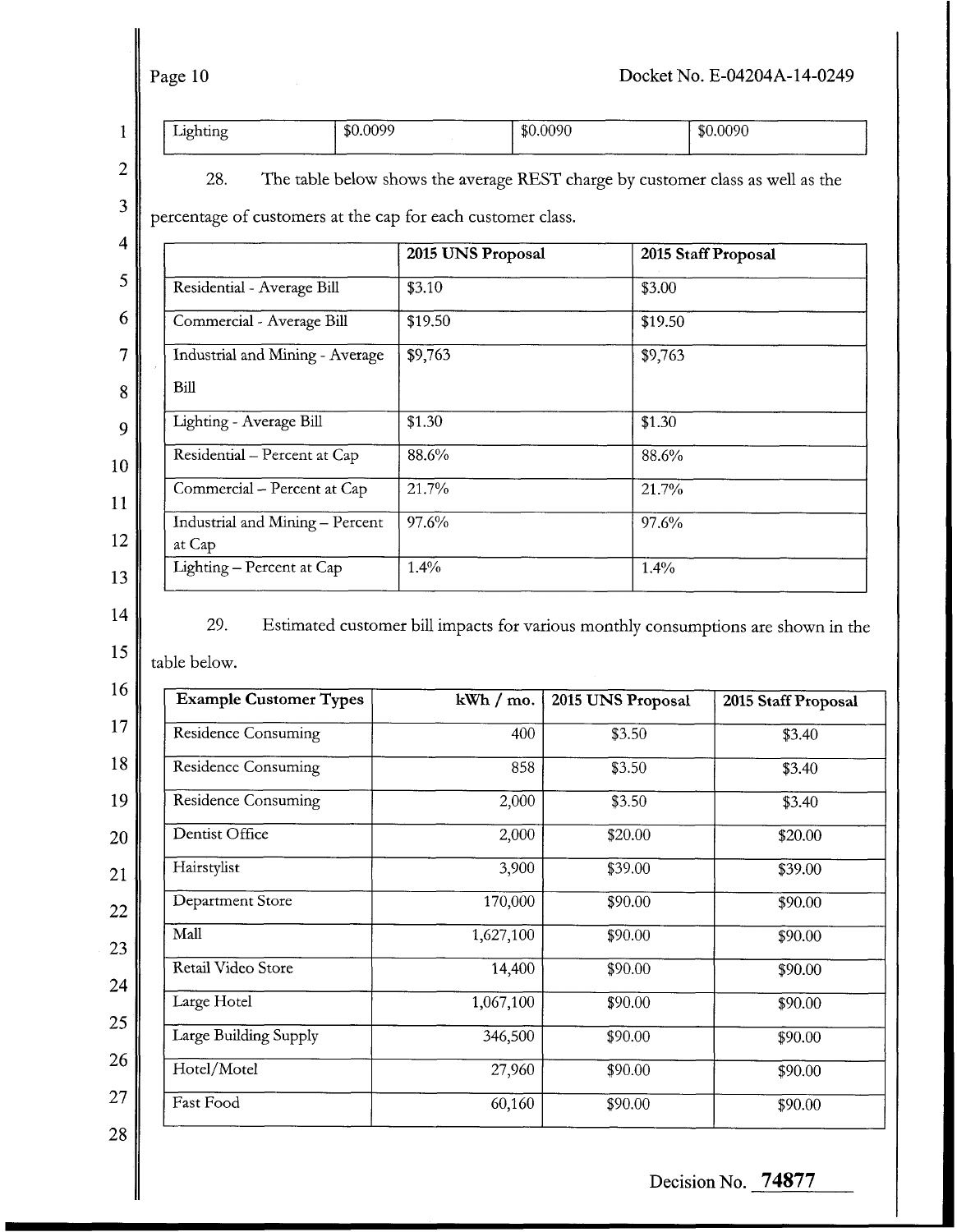| Lighting | $0.0099 | $0.0090 | $0.0090 |
|---|---|---|---|

28. The table below shows the average REST charge by customer class as well as the percentage of customers at the cap for each customer class.

| | 2015 UNS Proposal | 2015 Staff Proposal |
|---|---|---|
| Residential - Average Bill | $3.10 | $3.00 |
| Commercial - Average Bill | $19.50 | $19.50 |
| Industrial and Mining - Average Bill | $9,763 | $9,763 |
| Lighting - Average Bill | $1.30 | $1.30 |
| Residential – Percent at Cap | 88.6% | 88.6% |
| Commercial – Percent at Cap | 21.7% | 21.7% |
| Industrial and Mining – Percent at Cap | 97.6% | 97.6% |
| Lighting – Percent at Cap | 1.4% | 1.4% |

29. Estimated customer bill impacts for various monthly consumptions are shown in the table below.

| Example Customer Types | kWh / mo. | 2015 UNS Proposal | 2015 Staff Proposal |
|---|---|---|---|
| Residence Consuming | 400 | $3.50 | $3.40 |
| Residence Consuming | 858 | $3.50 | $3.40 |
| Residence Consuming | 2,000 | $3.50 | $3.40 |
| Dentist Office | 2,000 | $20.00 | $20.00 |
| Hairstylist | 3,900 | $39.00 | $39.00 |
| Department Store | 170,000 | $90.00 | $90.00 |
| Mall | 1,627,100 | $90.00 | $90.00 |
| Retail Video Store | 14,400 | $90.00 | $90.00 |
| Large Hotel | 1,067,100 | $90.00 | $90.00 |
| Large Building Supply | 346,500 | $90.00 | $90.00 |
| Hotel/Motel | 27,960 | $90.00 | $90.00 |
| Fast Food | 60,160 | $90.00 | $90.00 |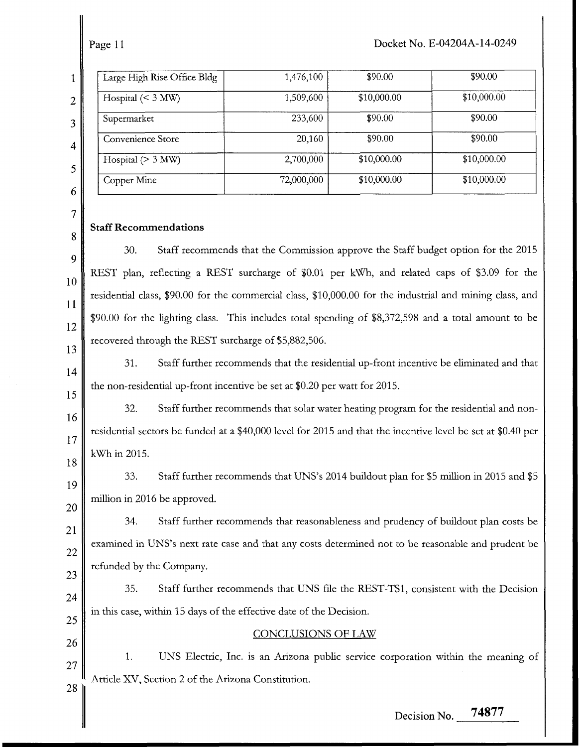| Large High Rise Office Bldg | 1,476,100 | $90.00 | $90.00 |
|---|---|---|---|
| Hospital (< 3 MW) | 1,509,600 | $10,000.00 | $10,000.00 |
| Supermarket | 233,600 | $90.00 | $90.00 |
| Convenience Store | 20,160 | $90.00 | $90.00 |
| Hospital (> 3 MW) | 2,700,000 | $10,000.00 | $10,000.00 |
| Copper Mine | 72,000,000 | $10,000.00 | $10,000.00 |

**Staff Recommendations**

30. Staff recommends that the Commission approve the Staff budget option for the 2015 REST plan, reflecting a REST surcharge of $0.01 per kWh, and related caps of $3.09 for the residential class, $90.00 for the commercial class, $10,000.00 for the industrial and mining class, and $90.00 for the lighting class. This includes total spending of $8,372,598 and a total amount to be recovered through the REST surcharge of $5,882,506.

31. Staff further recommends that the residential up-front incentive be eliminated and that the non-residential up-front incentive be set at $0.20 per watt for 2015.

32. Staff further recommends that solar water heating program for the residential and non-residential sectors be funded at a $40,000 level for 2015 and that the incentive level be set at $0.40 per kWh in 2015.

33. Staff further recommends that UNS's 2014 buildout plan for $5 million in 2015 and $5 million in 2016 be approved.

34. Staff further recommends that reasonableness and prudency of buildout plan costs be examined in UNS's next rate case and that any costs determined not to be reasonable and prudent be refunded by the Company.

35. Staff further recommends that UNS file the REST-TS1, consistent with the Decision in this case, within 15 days of the effective date of the Decision.

## CONCLUSIONS OF LAW

1. UNS Electric, Inc. is an Arizona public service corporation within the meaning of Article XV, Section 2 of the Arizona Constitution.

Decision No. 74877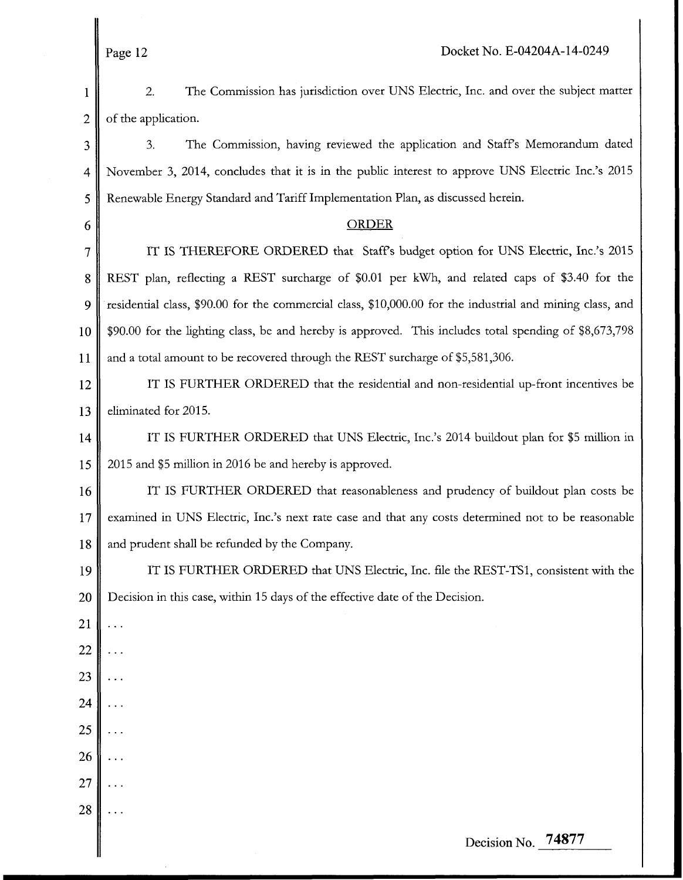2. The Commission has jurisdiction over UNS Electric, Inc. and over the subject matter of the application.

3. The Commission, having reviewed the application and Staff's Memorandum dated November 3, 2014, concludes that it is in the public interest to approve UNS Electric Inc.'s 2015 Renewable Energy Standard and Tariff Implementation Plan, as discussed herein.

## ORDER

IT IS THEREFORE ORDERED that Staff's budget option for UNS Electric, Inc.'s 2015 REST plan, reflecting a REST surcharge of $0.01 per kWh, and related caps of $3.40 for the residential class, $90.00 for the commercial class, $10,000.00 for the industrial and mining class, and $90.00 for the lighting class, be and hereby is approved. This includes total spending of $8,673,798 and a total amount to be recovered through the REST surcharge of $5,581,306.

IT IS FURTHER ORDERED that the residential and non-residential up-front incentives be eliminated for 2015.

IT IS FURTHER ORDERED that UNS Electric, Inc.'s 2014 buildout plan for $5 million in 2015 and $5 million in 2016 be and hereby is approved.

IT IS FURTHER ORDERED that reasonableness and prudency of buildout plan costs be examined in UNS Electric, Inc.'s next rate case and that any costs determined not to be reasonable and prudent shall be refunded by the Company.

IT IS FURTHER ORDERED that UNS Electric, Inc. file the REST-TS1, consistent with the Decision in this case, within 15 days of the effective date of the Decision.

...

...

...

...

...

...

...

...

Decision No. 74877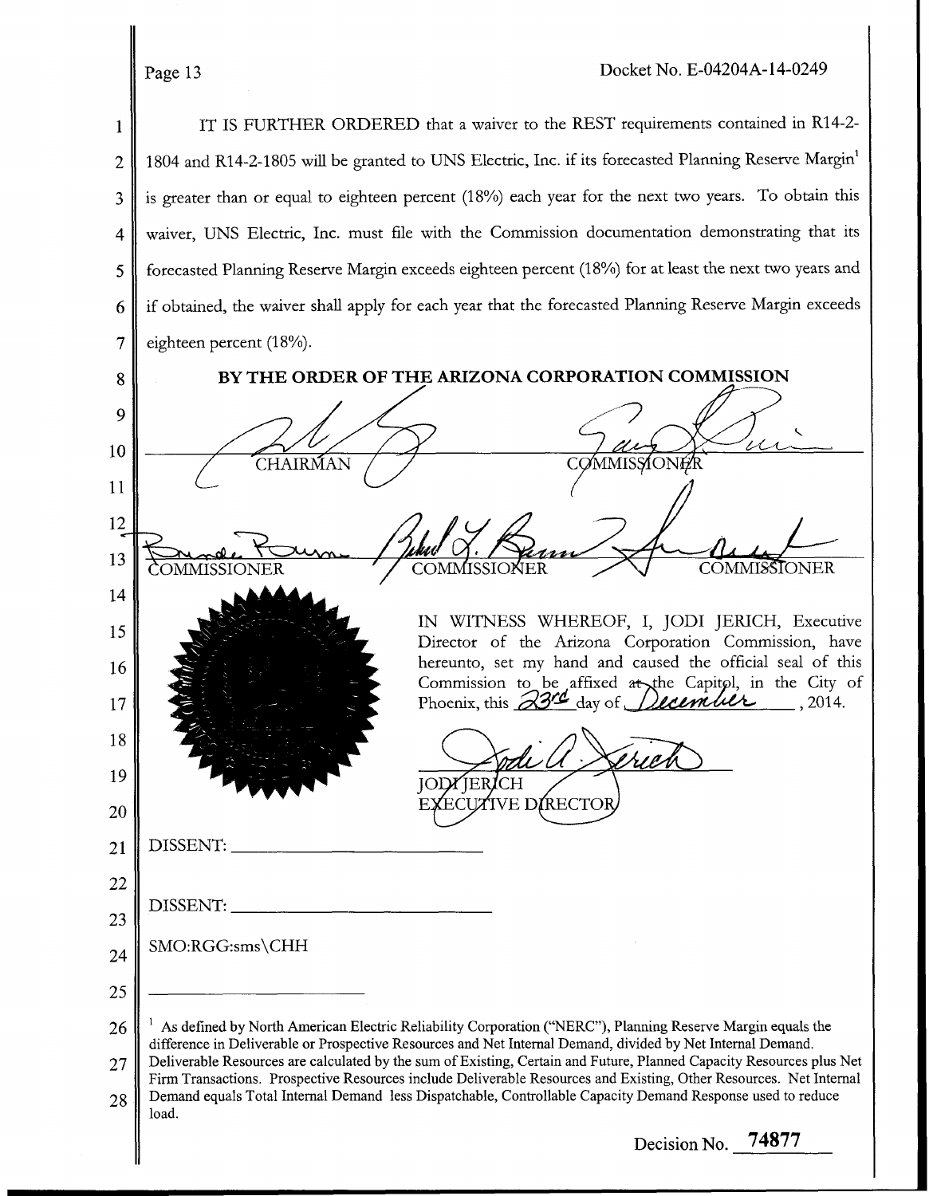IT IS FURTHER ORDERED that a waiver to the REST requirements contained in R14-2-1804 and R14-2-1805 will be granted to UNS Electric, Inc. if its forecasted Planning Reserve Margin[1] is greater than or equal to eighteen percent (18%) each year for the next two years. To obtain this waiver, UNS Electric, Inc. must file with the Commission documentation demonstrating that its forecasted Planning Reserve Margin exceeds eighteen percent (18%) for at least the next two years and if obtained, the waiver shall apply for each year that the forecasted Planning Reserve Margin exceeds eighteen percent (18%).

**BY THE ORDER OF THE ARIZONA CORPORATION COMMISSION**

CHAIRMAN &nbsp;&nbsp;&nbsp;&nbsp;&nbsp;&nbsp;&nbsp;&nbsp; COMMISSIONER

COMMISSIONER &nbsp;&nbsp;&nbsp;&nbsp;&nbsp;&nbsp;&nbsp;&nbsp; COMMISSIONER &nbsp;&nbsp;&nbsp;&nbsp;&nbsp;&nbsp;&nbsp;&nbsp; COMMISSIONER

IN WITNESS WHEREOF, I, JODI JERICH, Executive Director of the Arizona Corporation Commission, have hereunto, set my hand and caused the official seal of this Commission to be affixed at the Capitol, in the City of Phoenix, this 23rd day of December, 2014.

JODI JERICH
EXECUTIVE DIRECTOR

DISSENT: ______________________

DISSENT: ______________________

SMO:RGG:sms\CHH

---

[1] As defined by North American Electric Reliability Corporation ("NERC"), Planning Reserve Margin equals the difference in Deliverable or Prospective Resources and Net Internal Demand, divided by Net Internal Demand. Deliverable Resources are calculated by the sum of Existing, Certain and Future, Planned Capacity Resources plus Net Firm Transactions. Prospective Resources include Deliverable Resources and Existing, Other Resources. Net Internal Demand equals Total Internal Demand less Dispatchable, Controllable Capacity Demand Response used to reduce load.

Decision No. 74877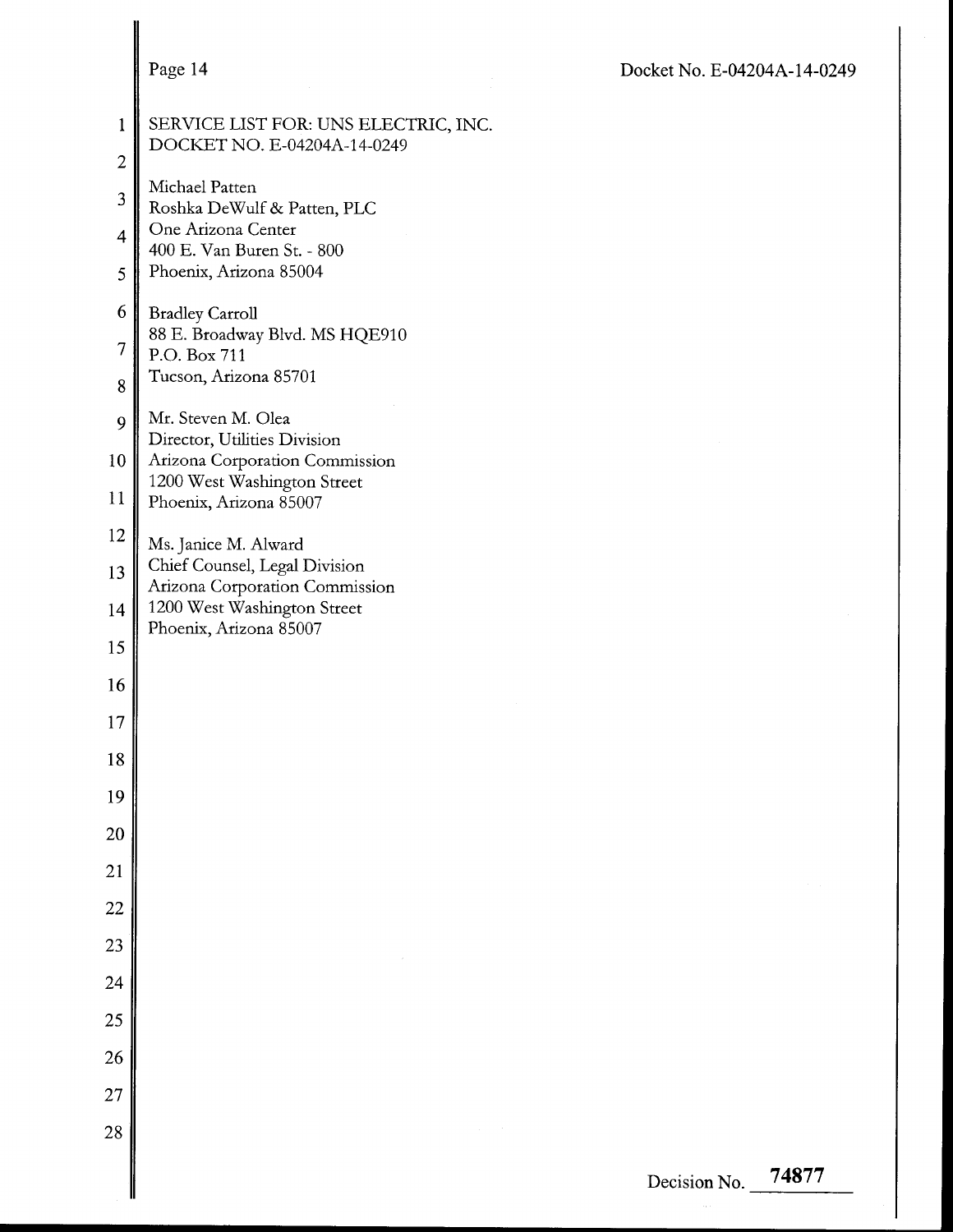SERVICE LIST FOR: UNS ELECTRIC, INC.
DOCKET NO. E-04204A-14-0249

Michael Patten
Roshka DeWulf & Patten, PLC
One Arizona Center
400 E. Van Buren St. - 800
Phoenix, Arizona 85004

Bradley Carroll
88 E. Broadway Blvd. MS HQE910
P.O. Box 711
Tucson, Arizona 85701

Mr. Steven M. Olea
Director, Utilities Division
Arizona Corporation Commission
1200 West Washington Street
Phoenix, Arizona 85007

Ms. Janice M. Alward
Chief Counsel, Legal Division
Arizona Corporation Commission
1200 West Washington Street
Phoenix, Arizona 85007

Decision No. 74877